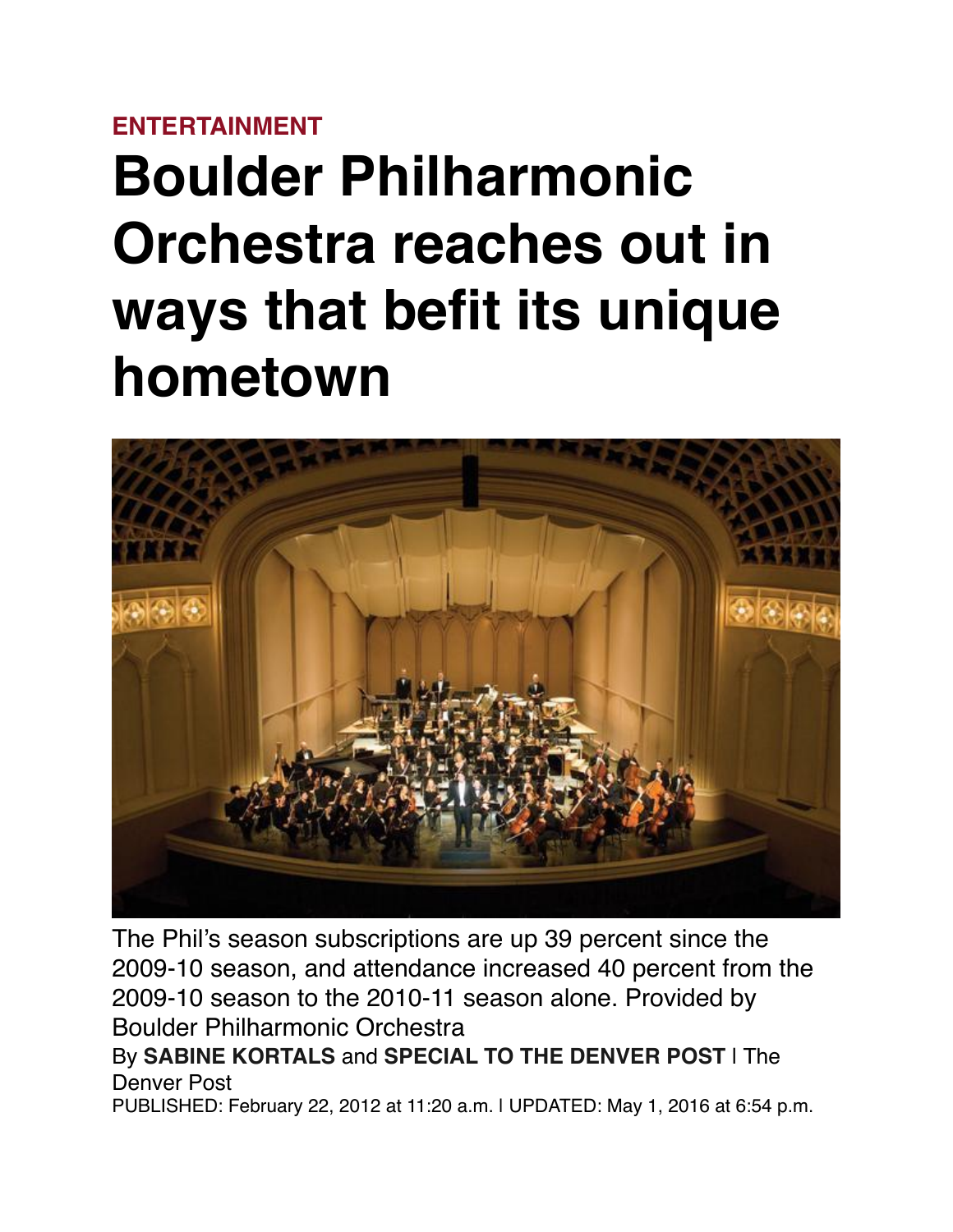**ENTERTAINMENT**

# Boulder Philharmonic Orchestra reaches out in ways that befit its unique hometown

The Phil's season subscriptions are up 39 percent since the 2009-10 season, and attendance increased 40 percent from the 2009-10 season to the 2010-11 season alone. Provided by Boulder Philharmonic Orchestra

By **SABINE KORTALS** and **SPECIAL TO THE DENVER POST** | The Denver Post

PUBLISHED: February 22, 2012 at 11:20 a.m. | UPDATED: May 1, 2016 at 6:54 p.m.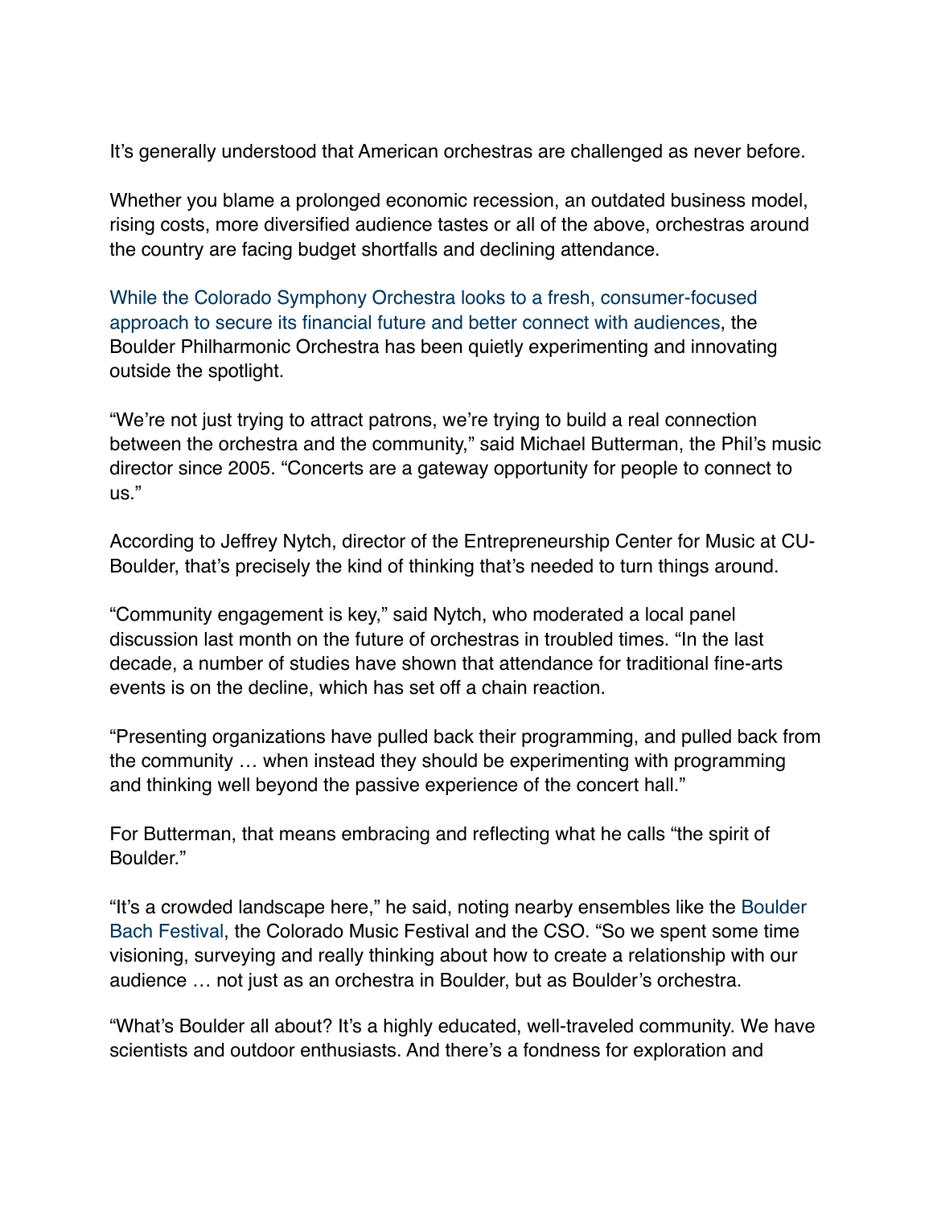It's generally understood that American orchestras are challenged as never before.

Whether you blame a prolonged economic recession, an outdated business model, rising costs, more diversified audience tastes or all of the above, orchestras around the country are facing budget shortfalls and declining attendance.

While the Colorado Symphony Orchestra looks to a fresh, consumer-focused approach to secure its financial future and better connect with audiences, the Boulder Philharmonic Orchestra has been quietly experimenting and innovating outside the spotlight.

"We're not just trying to attract patrons, we're trying to build a real connection between the orchestra and the community," said Michael Butterman, the Phil's music director since 2005. "Concerts are a gateway opportunity for people to connect to us."

According to Jeffrey Nytch, director of the Entrepreneurship Center for Music at CU-Boulder, that's precisely the kind of thinking that's needed to turn things around.

"Community engagement is key," said Nytch, who moderated a local panel discussion last month on the future of orchestras in troubled times. "In the last decade, a number of studies have shown that attendance for traditional fine-arts events is on the decline, which has set off a chain reaction.

"Presenting organizations have pulled back their programming, and pulled back from the community … when instead they should be experimenting with programming and thinking well beyond the passive experience of the concert hall."

For Butterman, that means embracing and reflecting what he calls "the spirit of Boulder."

"It's a crowded landscape here," he said, noting nearby ensembles like the Boulder Bach Festival, the Colorado Music Festival and the CSO. "So we spent some time visioning, surveying and really thinking about how to create a relationship with our audience … not just as an orchestra in Boulder, but as Boulder's orchestra.

"What's Boulder all about? It's a highly educated, well-traveled community. We have scientists and outdoor enthusiasts. And there's a fondness for exploration and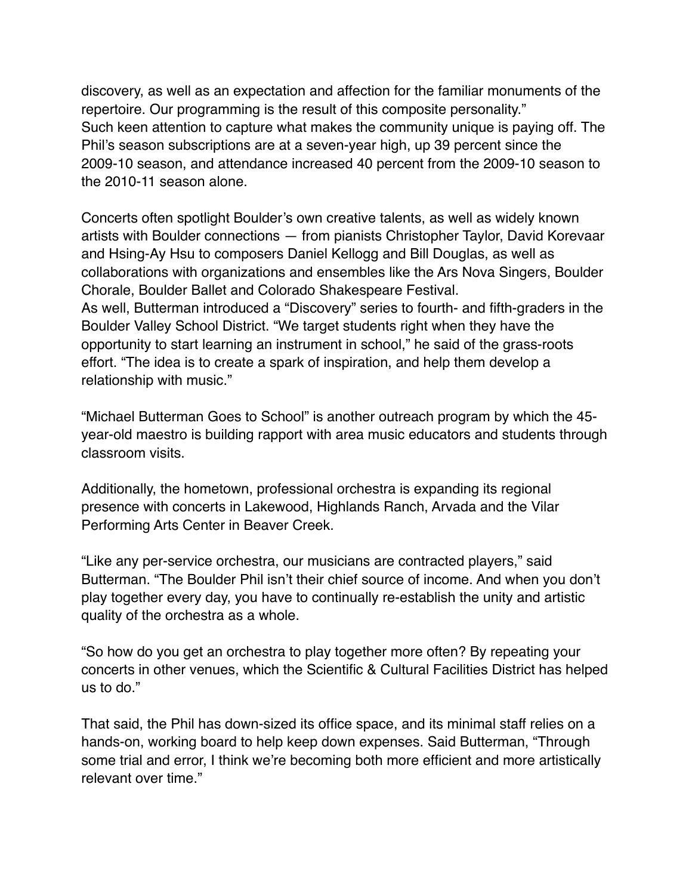discovery, as well as an expectation and affection for the familiar monuments of the repertoire. Our programming is the result of this composite personality."
Such keen attention to capture what makes the community unique is paying off. The Phil's season subscriptions are at a seven-year high, up 39 percent since the 2009-10 season, and attendance increased 40 percent from the 2009-10 season to the 2010-11 season alone.

Concerts often spotlight Boulder's own creative talents, as well as widely known artists with Boulder connections — from pianists Christopher Taylor, David Korevaar and Hsing-Ay Hsu to composers Daniel Kellogg and Bill Douglas, as well as collaborations with organizations and ensembles like the Ars Nova Singers, Boulder Chorale, Boulder Ballet and Colorado Shakespeare Festival.
As well, Butterman introduced a "Discovery" series to fourth- and fifth-graders in the Boulder Valley School District. "We target students right when they have the opportunity to start learning an instrument in school," he said of the grass-roots effort. "The idea is to create a spark of inspiration, and help them develop a relationship with music."

"Michael Butterman Goes to School" is another outreach program by which the 45-year-old maestro is building rapport with area music educators and students through classroom visits.

Additionally, the hometown, professional orchestra is expanding its regional presence with concerts in Lakewood, Highlands Ranch, Arvada and the Vilar Performing Arts Center in Beaver Creek.

"Like any per-service orchestra, our musicians are contracted players," said Butterman. "The Boulder Phil isn't their chief source of income. And when you don't play together every day, you have to continually re-establish the unity and artistic quality of the orchestra as a whole.

"So how do you get an orchestra to play together more often? By repeating your concerts in other venues, which the Scientific & Cultural Facilities District has helped us to do."

That said, the Phil has down-sized its office space, and its minimal staff relies on a hands-on, working board to help keep down expenses. Said Butterman, "Through some trial and error, I think we're becoming both more efficient and more artistically relevant over time."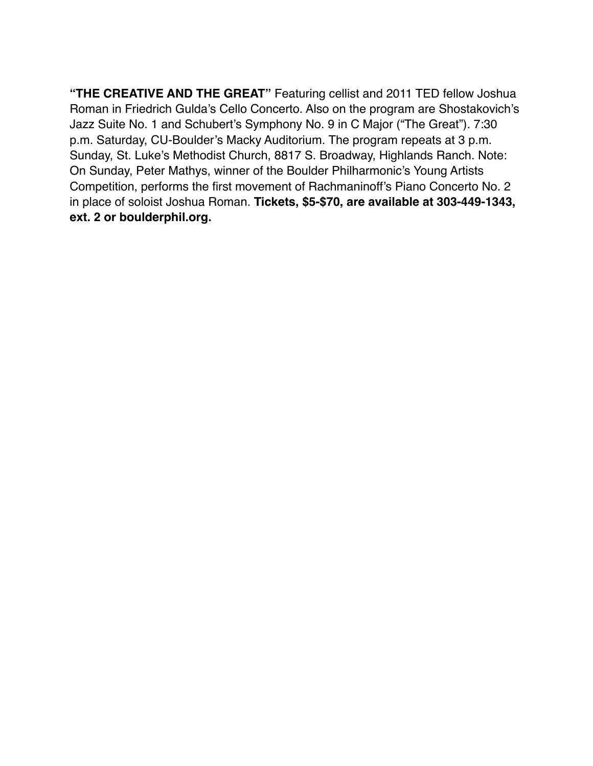**"THE CREATIVE AND THE GREAT"** Featuring cellist and 2011 TED fellow Joshua Roman in Friedrich Gulda's Cello Concerto. Also on the program are Shostakovich's Jazz Suite No. 1 and Schubert's Symphony No. 9 in C Major ("The Great"). 7:30 p.m. Saturday, CU-Boulder's Macky Auditorium. The program repeats at 3 p.m. Sunday, St. Luke's Methodist Church, 8817 S. Broadway, Highlands Ranch. Note: On Sunday, Peter Mathys, winner of the Boulder Philharmonic's Young Artists Competition, performs the first movement of Rachmaninoff's Piano Concerto No. 2 in place of soloist Joshua Roman. **Tickets, $5-$70, are available at 303-449-1343, ext. 2 or boulderphil.org.**